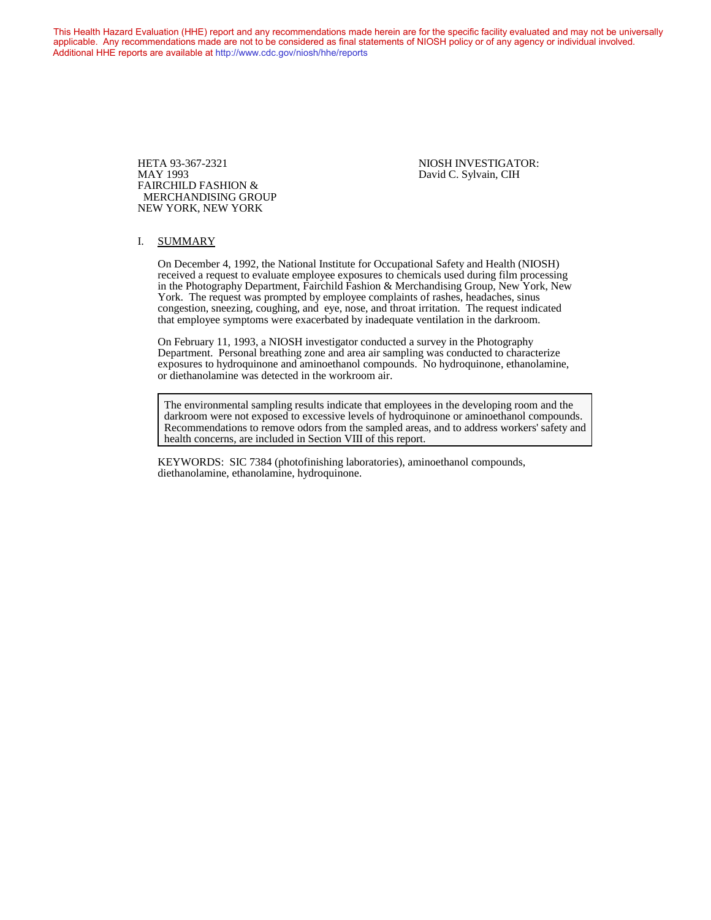This Health Hazard Evaluation (HHE) report and any recommendations made herein are for the specific facility evaluated and may not be universally applicable. Any recommendations made are not to be considered as final statements of NIOSH policy or of any agency or individual involved. Additional HHE reports are available at http://www.cdc.gov/niosh/hhe/reports

HETA 93-367-2321
MAY 1993
FAIRCHILD FASHION & MERCHANDISING GROUP
NEW YORK, NEW YORK

NIOSH INVESTIGATOR:
David C. Sylvain, CIH

## I. SUMMARY

On December 4, 1992, the National Institute for Occupational Safety and Health (NIOSH) received a request to evaluate employee exposures to chemicals used during film processing in the Photography Department, Fairchild Fashion & Merchandising Group, New York, New York. The request was prompted by employee complaints of rashes, headaches, sinus congestion, sneezing, coughing, and eye, nose, and throat irritation. The request indicated that employee symptoms were exacerbated by inadequate ventilation in the darkroom.

On February 11, 1993, a NIOSH investigator conducted a survey in the Photography Department. Personal breathing zone and area air sampling was conducted to characterize exposures to hydroquinone and aminoethanol compounds. No hydroquinone, ethanolamine, or diethanolamine was detected in the workroom air.

The environmental sampling results indicate that employees in the developing room and the darkroom were not exposed to excessive levels of hydroquinone or aminoethanol compounds. Recommendations to remove odors from the sampled areas, and to address workers' safety and health concerns, are included in Section VIII of this report.

KEYWORDS: SIC 7384 (photofinishing laboratories), aminoethanol compounds, diethanolamine, ethanolamine, hydroquinone.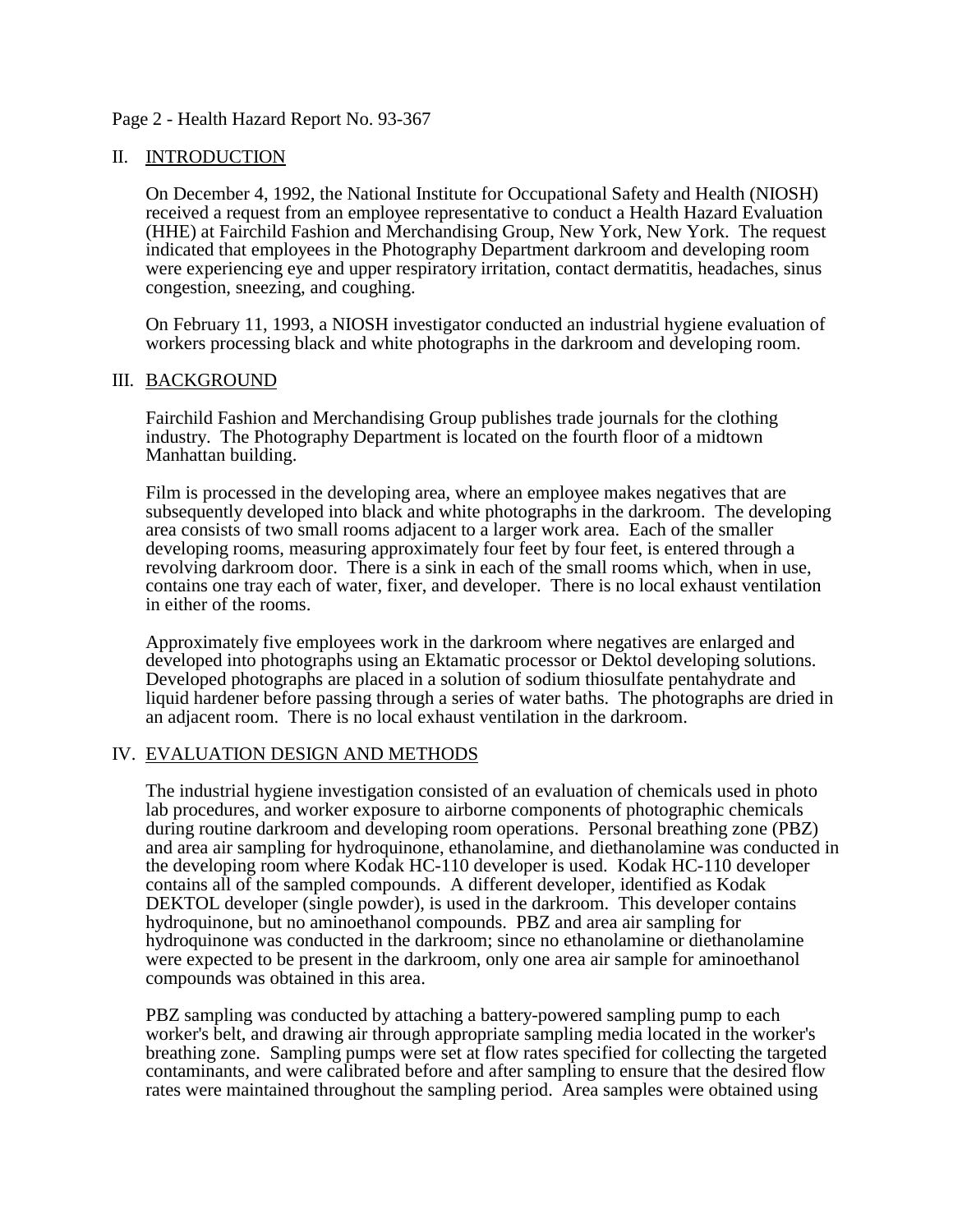## II. INTRODUCTION

On December 4, 1992, the National Institute for Occupational Safety and Health (NIOSH) received a request from an employee representative to conduct a Health Hazard Evaluation (HHE) at Fairchild Fashion and Merchandising Group, New York, New York. The request indicated that employees in the Photography Department darkroom and developing room were experiencing eye and upper respiratory irritation, contact dermatitis, headaches, sinus congestion, sneezing, and coughing.

On February 11, 1993, a NIOSH investigator conducted an industrial hygiene evaluation of workers processing black and white photographs in the darkroom and developing room.

## III. BACKGROUND

Fairchild Fashion and Merchandising Group publishes trade journals for the clothing industry. The Photography Department is located on the fourth floor of a midtown Manhattan building.

Film is processed in the developing area, where an employee makes negatives that are subsequently developed into black and white photographs in the darkroom. The developing area consists of two small rooms adjacent to a larger work area. Each of the smaller developing rooms, measuring approximately four feet by four feet, is entered through a revolving darkroom door. There is a sink in each of the small rooms which, when in use, contains one tray each of water, fixer, and developer. There is no local exhaust ventilation in either of the rooms.

Approximately five employees work in the darkroom where negatives are enlarged and developed into photographs using an Ektamatic processor or Dektol developing solutions. Developed photographs are placed in a solution of sodium thiosulfate pentahydrate and liquid hardener before passing through a series of water baths. The photographs are dried in an adjacent room. There is no local exhaust ventilation in the darkroom.

## IV. EVALUATION DESIGN AND METHODS

The industrial hygiene investigation consisted of an evaluation of chemicals used in photo lab procedures, and worker exposure to airborne components of photographic chemicals during routine darkroom and developing room operations. Personal breathing zone (PBZ) and area air sampling for hydroquinone, ethanolamine, and diethanolamine was conducted in the developing room where Kodak HC-110 developer is used. Kodak HC-110 developer contains all of the sampled compounds. A different developer, identified as Kodak DEKTOL developer (single powder), is used in the darkroom. This developer contains hydroquinone, but no aminoethanol compounds. PBZ and area air sampling for hydroquinone was conducted in the darkroom; since no ethanolamine or diethanolamine were expected to be present in the darkroom, only one area air sample for aminoethanol compounds was obtained in this area.

PBZ sampling was conducted by attaching a battery-powered sampling pump to each worker's belt, and drawing air through appropriate sampling media located in the worker's breathing zone. Sampling pumps were set at flow rates specified for collecting the targeted contaminants, and were calibrated before and after sampling to ensure that the desired flow rates were maintained throughout the sampling period. Area samples were obtained using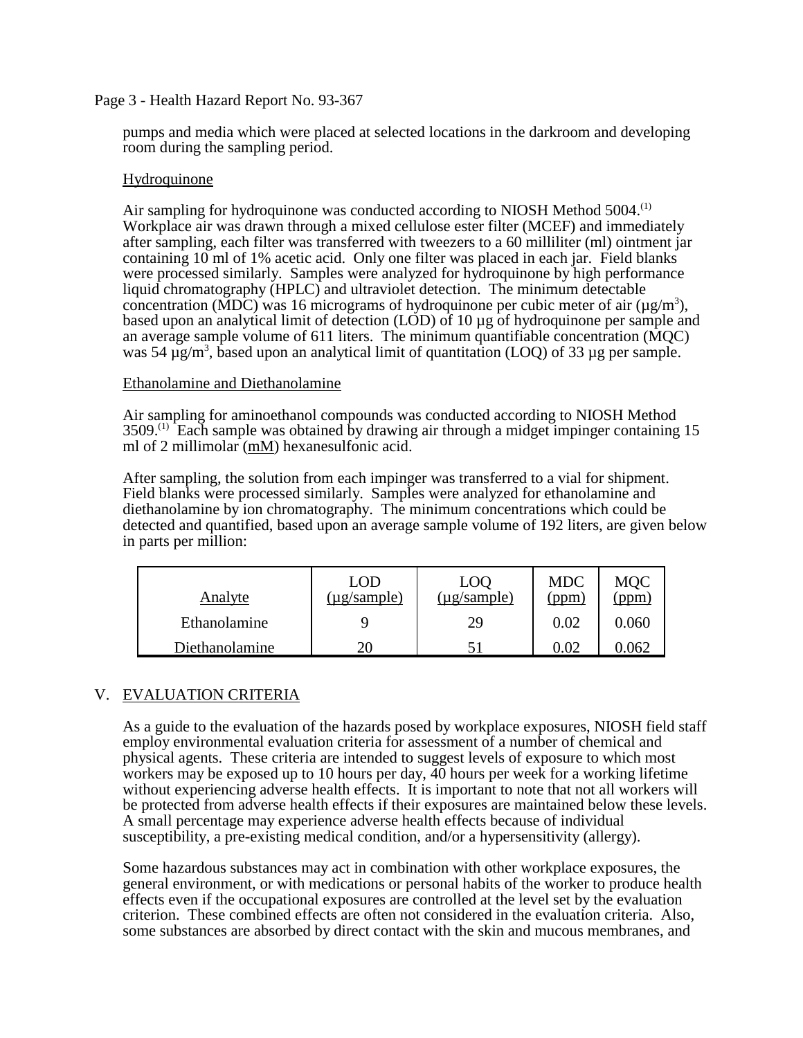pumps and media which were placed at selected locations in the darkroom and developing room during the sampling period.

Hydroquinone

Air sampling for hydroquinone was conducted according to NIOSH Method 5004.[1] Workplace air was drawn through a mixed cellulose ester filter (MCEF) and immediately after sampling, each filter was transferred with tweezers to a 60 milliliter (ml) ointment jar containing 10 ml of 1% acetic acid. Only one filter was placed in each jar. Field blanks were processed similarly. Samples were analyzed for hydroquinone by high performance liquid chromatography (HPLC) and ultraviolet detection. The minimum detectable concentration (MDC) was 16 micrograms of hydroquinone per cubic meter of air (µg/m$^3$), based upon an analytical limit of detection (LOD) of 10 µg of hydroquinone per sample and an average sample volume of 611 liters. The minimum quantifiable concentration (MQC) was 54 µg/m$^3$, based upon an analytical limit of quantitation (LOQ) of 33 µg per sample.

Ethanolamine and Diethanolamine

Air sampling for aminoethanol compounds was conducted according to NIOSH Method 3509.[1] Each sample was obtained by drawing air through a midget impinger containing 15 ml of 2 millimolar (mM) hexanesulfonic acid.

After sampling, the solution from each impinger was transferred to a vial for shipment. Field blanks were processed similarly. Samples were analyzed for ethanolamine and diethanolamine by ion chromatography. The minimum concentrations which could be detected and quantified, based upon an average sample volume of 192 liters, are given below in parts per million:

| Analyte | LOD (µg/sample) | LOQ (µg/sample) | MDC (ppm) | MQC (ppm) |
|---|---|---|---|---|
| Ethanolamine | 9 | 29 | 0.02 | 0.060 |
| Diethanolamine | 20 | 51 | 0.02 | 0.062 |

## V. EVALUATION CRITERIA

As a guide to the evaluation of the hazards posed by workplace exposures, NIOSH field staff employ environmental evaluation criteria for assessment of a number of chemical and physical agents. These criteria are intended to suggest levels of exposure to which most workers may be exposed up to 10 hours per day, 40 hours per week for a working lifetime without experiencing adverse health effects. It is important to note that not all workers will be protected from adverse health effects if their exposures are maintained below these levels. A small percentage may experience adverse health effects because of individual susceptibility, a pre-existing medical condition, and/or a hypersensitivity (allergy).

Some hazardous substances may act in combination with other workplace exposures, the general environment, or with medications or personal habits of the worker to produce health effects even if the occupational exposures are controlled at the level set by the evaluation criterion. These combined effects are often not considered in the evaluation criteria. Also, some substances are absorbed by direct contact with the skin and mucous membranes, and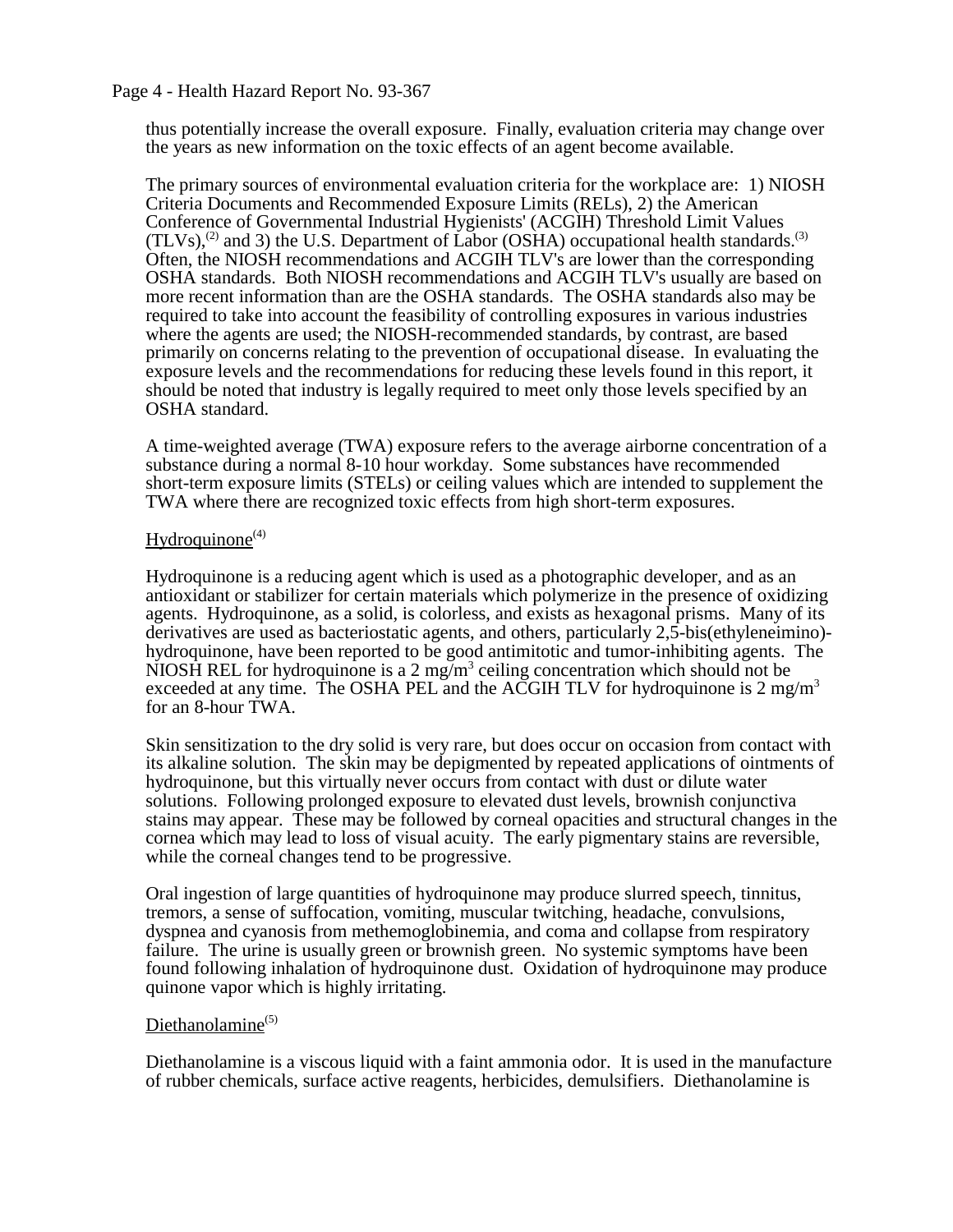thus potentially increase the overall exposure. Finally, evaluation criteria may change over the years as new information on the toxic effects of an agent become available.

The primary sources of environmental evaluation criteria for the workplace are: 1) NIOSH Criteria Documents and Recommended Exposure Limits (RELs), 2) the American Conference of Governmental Industrial Hygienists' (ACGIH) Threshold Limit Values (TLVs),[2] and 3) the U.S. Department of Labor (OSHA) occupational health standards.[3] Often, the NIOSH recommendations and ACGIH TLV's are lower than the corresponding OSHA standards. Both NIOSH recommendations and ACGIH TLV's usually are based on more recent information than are the OSHA standards. The OSHA standards also may be required to take into account the feasibility of controlling exposures in various industries where the agents are used; the NIOSH-recommended standards, by contrast, are based primarily on concerns relating to the prevention of occupational disease. In evaluating the exposure levels and the recommendations for reducing these levels found in this report, it should be noted that industry is legally required to meet only those levels specified by an OSHA standard.

A time-weighted average (TWA) exposure refers to the average airborne concentration of a substance during a normal 8-10 hour workday. Some substances have recommended short-term exposure limits (STELs) or ceiling values which are intended to supplement the TWA where there are recognized toxic effects from high short-term exposures.

<u>Hydroquinone</u>[4]

Hydroquinone is a reducing agent which is used as a photographic developer, and as an antioxidant or stabilizer for certain materials which polymerize in the presence of oxidizing agents. Hydroquinone, as a solid, is colorless, and exists as hexagonal prisms. Many of its derivatives are used as bacteriostatic agents, and others, particularly 2,5-bis(ethyleneimino)-hydroquinone, have been reported to be good antimitotic and tumor-inhibiting agents. The NIOSH REL for hydroquinone is a 2 mg/m$^3$ ceiling concentration which should not be exceeded at any time. The OSHA PEL and the ACGIH TLV for hydroquinone is 2 mg/m$^3$ for an 8-hour TWA.

Skin sensitization to the dry solid is very rare, but does occur on occasion from contact with its alkaline solution. The skin may be depigmented by repeated applications of ointments of hydroquinone, but this virtually never occurs from contact with dust or dilute water solutions. Following prolonged exposure to elevated dust levels, brownish conjunctiva stains may appear. These may be followed by corneal opacities and structural changes in the cornea which may lead to loss of visual acuity. The early pigmentary stains are reversible, while the corneal changes tend to be progressive.

Oral ingestion of large quantities of hydroquinone may produce slurred speech, tinnitus, tremors, a sense of suffocation, vomiting, muscular twitching, headache, convulsions, dyspnea and cyanosis from methemoglobinemia, and coma and collapse from respiratory failure. The urine is usually green or brownish green. No systemic symptoms have been found following inhalation of hydroquinone dust. Oxidation of hydroquinone may produce quinone vapor which is highly irritating.

<u>Diethanolamine</u>[5]

Diethanolamine is a viscous liquid with a faint ammonia odor. It is used in the manufacture of rubber chemicals, surface active reagents, herbicides, demulsifiers. Diethanolamine is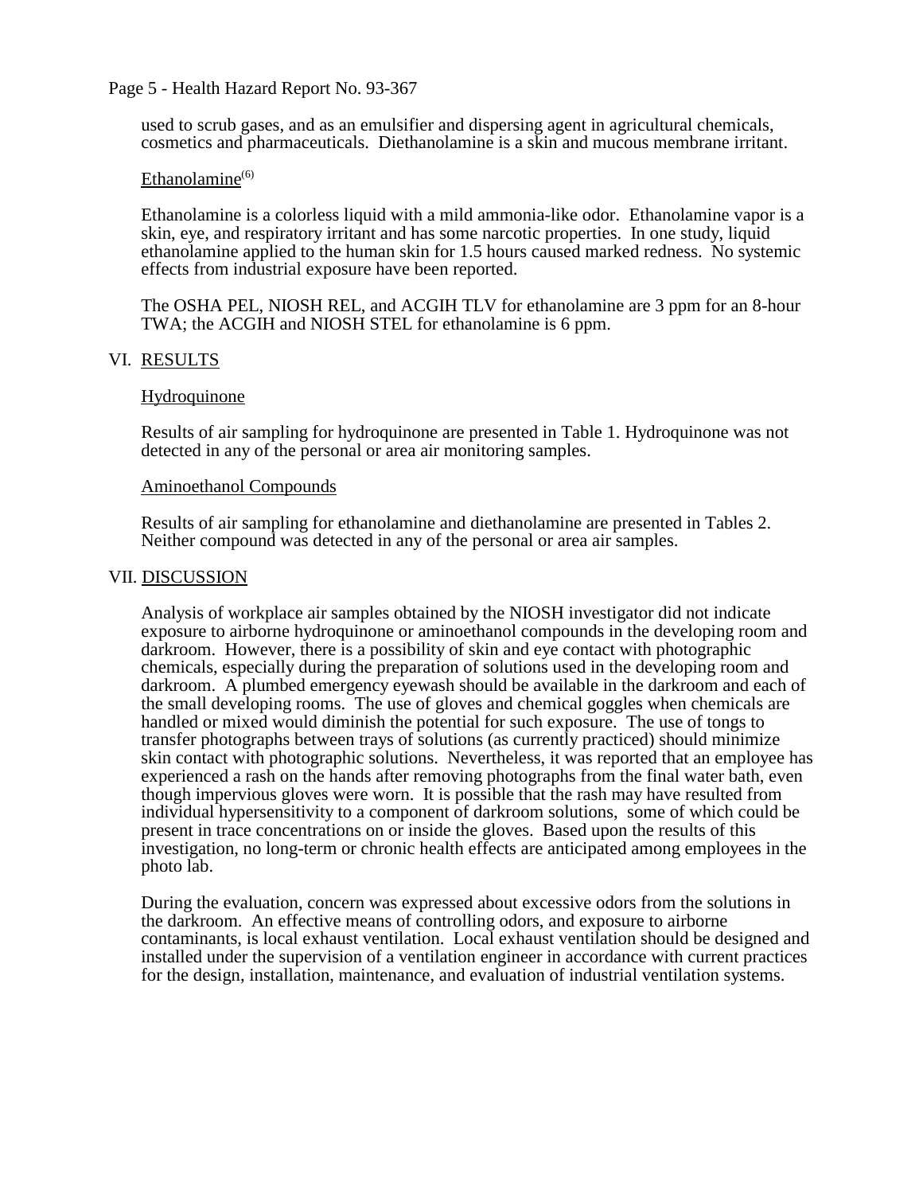used to scrub gases, and as an emulsifier and dispersing agent in agricultural chemicals, cosmetics and pharmaceuticals. Diethanolamine is a skin and mucous membrane irritant.

Ethanolamine[6]

Ethanolamine is a colorless liquid with a mild ammonia-like odor. Ethanolamine vapor is a skin, eye, and respiratory irritant and has some narcotic properties. In one study, liquid ethanolamine applied to the human skin for 1.5 hours caused marked redness. No systemic effects from industrial exposure have been reported.

The OSHA PEL, NIOSH REL, and ACGIH TLV for ethanolamine are 3 ppm for an 8-hour TWA; the ACGIH and NIOSH STEL for ethanolamine is 6 ppm.

## VI. RESULTS

### Hydroquinone

Results of air sampling for hydroquinone are presented in Table 1. Hydroquinone was not detected in any of the personal or area air monitoring samples.

### Aminoethanol Compounds

Results of air sampling for ethanolamine and diethanolamine are presented in Tables 2. Neither compound was detected in any of the personal or area air samples.

## VII. DISCUSSION

Analysis of workplace air samples obtained by the NIOSH investigator did not indicate exposure to airborne hydroquinone or aminoethanol compounds in the developing room and darkroom. However, there is a possibility of skin and eye contact with photographic chemicals, especially during the preparation of solutions used in the developing room and darkroom. A plumbed emergency eyewash should be available in the darkroom and each of the small developing rooms. The use of gloves and chemical goggles when chemicals are handled or mixed would diminish the potential for such exposure. The use of tongs to transfer photographs between trays of solutions (as currently practiced) should minimize skin contact with photographic solutions. Nevertheless, it was reported that an employee has experienced a rash on the hands after removing photographs from the final water bath, even though impervious gloves were worn. It is possible that the rash may have resulted from individual hypersensitivity to a component of darkroom solutions, some of which could be present in trace concentrations on or inside the gloves. Based upon the results of this investigation, no long-term or chronic health effects are anticipated among employees in the photo lab.

During the evaluation, concern was expressed about excessive odors from the solutions in the darkroom. An effective means of controlling odors, and exposure to airborne contaminants, is local exhaust ventilation. Local exhaust ventilation should be designed and installed under the supervision of a ventilation engineer in accordance with current practices for the design, installation, maintenance, and evaluation of industrial ventilation systems.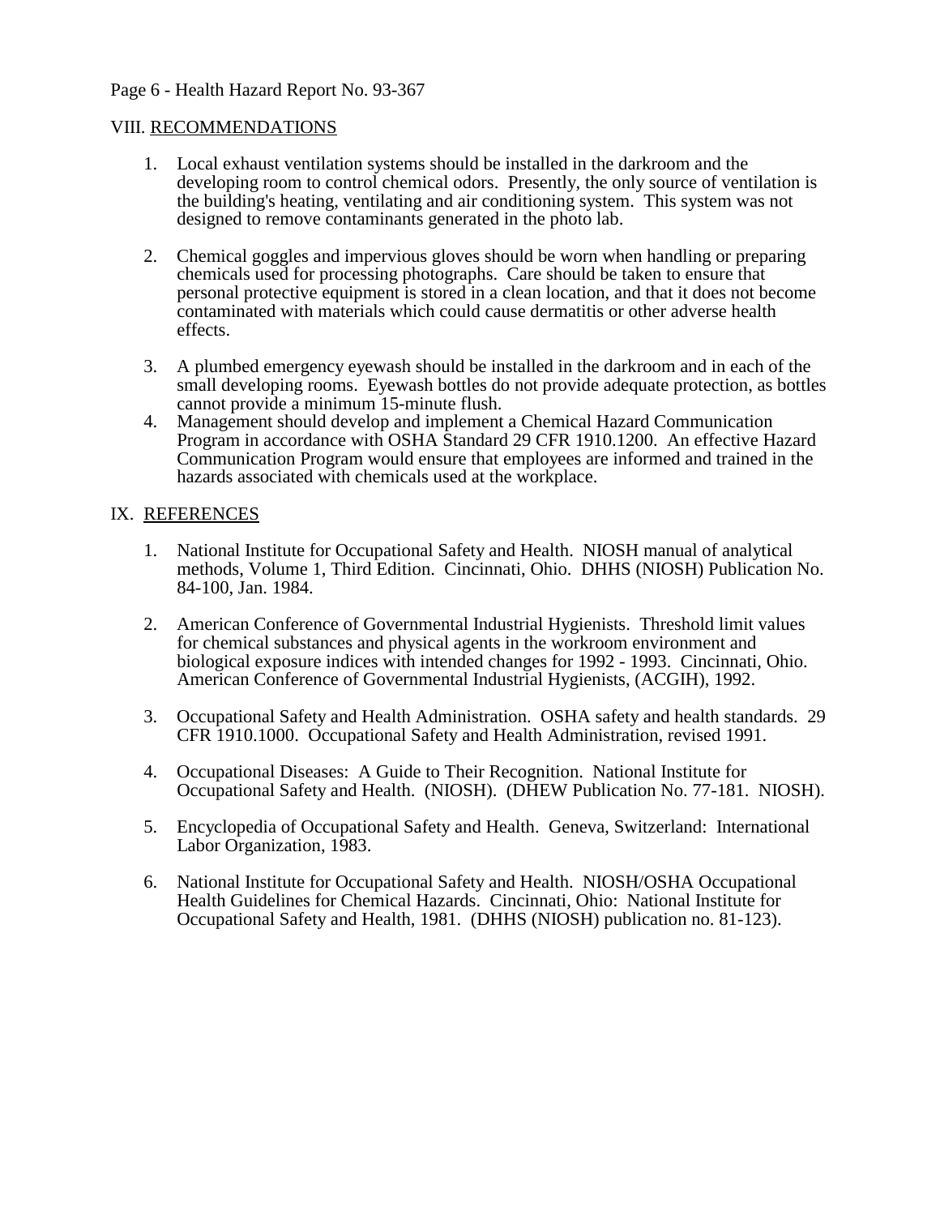## VIII. RECOMMENDATIONS

1. Local exhaust ventilation systems should be installed in the darkroom and the developing room to control chemical odors. Presently, the only source of ventilation is the building's heating, ventilating and air conditioning system. This system was not designed to remove contaminants generated in the photo lab.

2. Chemical goggles and impervious gloves should be worn when handling or preparing chemicals used for processing photographs. Care should be taken to ensure that personal protective equipment is stored in a clean location, and that it does not become contaminated with materials which could cause dermatitis or other adverse health effects.

3. A plumbed emergency eyewash should be installed in the darkroom and in each of the small developing rooms. Eyewash bottles do not provide adequate protection, as bottles cannot provide a minimum 15-minute flush.
4. Management should develop and implement a Chemical Hazard Communication Program in accordance with OSHA Standard 29 CFR 1910.1200. An effective Hazard Communication Program would ensure that employees are informed and trained in the hazards associated with chemicals used at the workplace.

## IX. REFERENCES

1. National Institute for Occupational Safety and Health. NIOSH manual of analytical methods, Volume 1, Third Edition. Cincinnati, Ohio. DHHS (NIOSH) Publication No. 84-100, Jan. 1984.

2. American Conference of Governmental Industrial Hygienists. Threshold limit values for chemical substances and physical agents in the workroom environment and biological exposure indices with intended changes for 1992 - 1993. Cincinnati, Ohio. American Conference of Governmental Industrial Hygienists, (ACGIH), 1992.

3. Occupational Safety and Health Administration. OSHA safety and health standards. 29 CFR 1910.1000. Occupational Safety and Health Administration, revised 1991.

4. Occupational Diseases: A Guide to Their Recognition. National Institute for Occupational Safety and Health. (NIOSH). (DHEW Publication No. 77-181. NIOSH).

5. Encyclopedia of Occupational Safety and Health. Geneva, Switzerland: International Labor Organization, 1983.

6. National Institute for Occupational Safety and Health. NIOSH/OSHA Occupational Health Guidelines for Chemical Hazards. Cincinnati, Ohio: National Institute for Occupational Safety and Health, 1981. (DHHS (NIOSH) publication no. 81-123).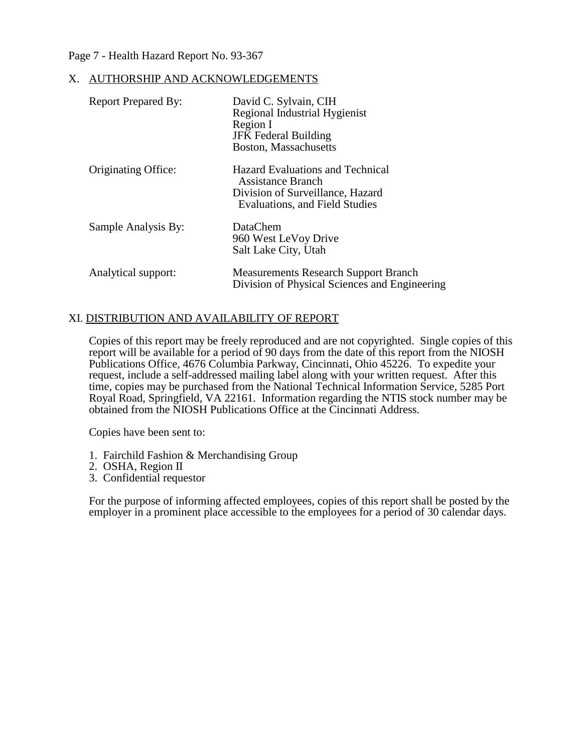## X. AUTHORSHIP AND ACKNOWLEDGEMENTS

| | |
|---|---|
| Report Prepared By: | David C. Sylvain, CIH<br>Regional Industrial Hygienist<br>Region I<br>JFK Federal Building<br>Boston, Massachusetts |
| Originating Office: | Hazard Evaluations and Technical Assistance Branch<br>Division of Surveillance, Hazard Evaluations, and Field Studies |
| Sample Analysis By: | DataChem<br>960 West LeVoy Drive<br>Salt Lake City, Utah |
| Analytical support: | Measurements Research Support Branch<br>Division of Physical Sciences and Engineering |

## XI. DISTRIBUTION AND AVAILABILITY OF REPORT

Copies of this report may be freely reproduced and are not copyrighted. Single copies of this report will be available for a period of 90 days from the date of this report from the NIOSH Publications Office, 4676 Columbia Parkway, Cincinnati, Ohio 45226. To expedite your request, include a self-addressed mailing label along with your written request. After this time, copies may be purchased from the National Technical Information Service, 5285 Port Royal Road, Springfield, VA 22161. Information regarding the NTIS stock number may be obtained from the NIOSH Publications Office at the Cincinnati Address.

Copies have been sent to:

1. Fairchild Fashion & Merchandising Group
2. OSHA, Region II
3. Confidential requestor

For the purpose of informing affected employees, copies of this report shall be posted by the employer in a prominent place accessible to the employees for a period of 30 calendar days.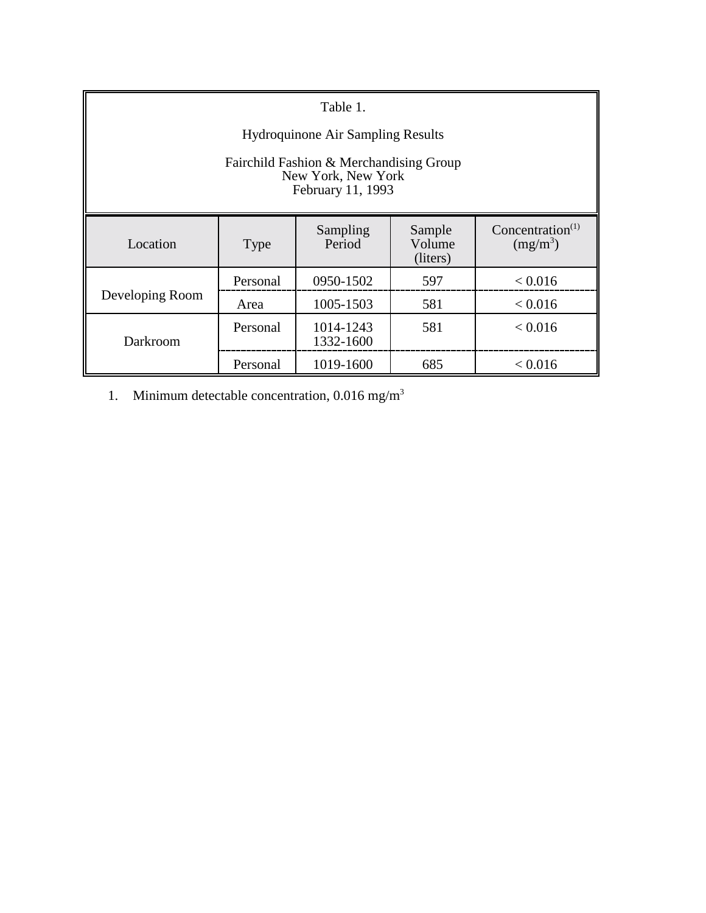Table 1.

Hydroquinone Air Sampling Results

Fairchild Fashion & Merchandising Group
New York, New York
February 11, 1993

| Location | Type | Sampling Period | Sample Volume (liters) | Concentration[1] ($mg/m^3$) |
|---|---|---|---|---|
| Developing Room | Personal | 0950-1502 | 597 | < 0.016 |
| | Area | 1005-1503 | 581 | < 0.016 |
| Darkroom | Personal | 1014-1243<br>1332-1600 | 581 | < 0.016 |
| | Personal | 1019-1600 | 685 | < 0.016 |

1. Minimum detectable concentration, 0.016 $mg/m^3$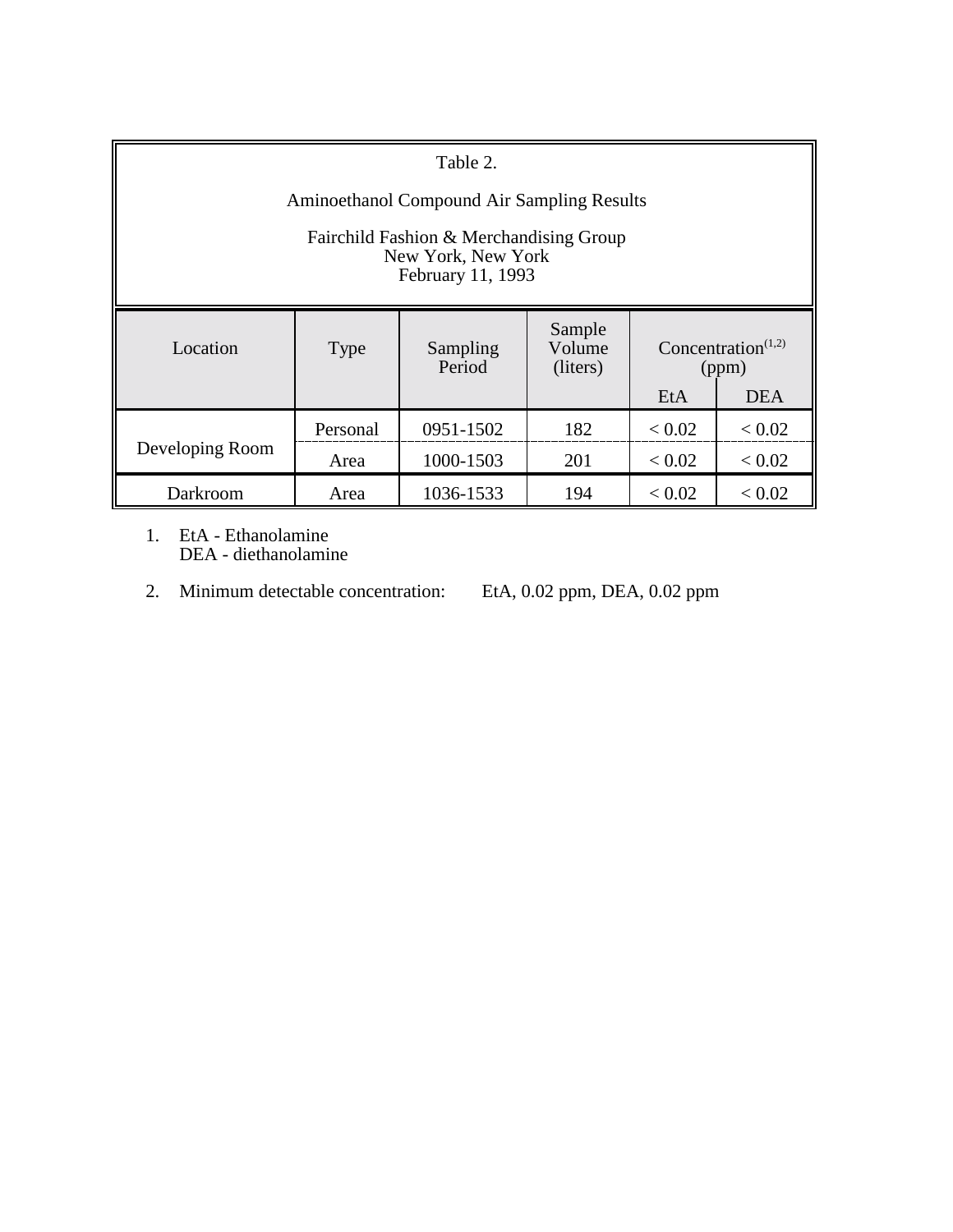Table 2.

Aminoethanol Compound Air Sampling Results

Fairchild Fashion & Merchandising Group
New York, New York
February 11, 1993

| Location | Type | Sampling Period | Sample Volume (liters) | Concentration[1,2] (ppm) | |
|---|---|---|---|---|---|
| | | | | EtA | DEA |
| Developing Room | Personal | 0951-1502 | 182 | < 0.02 | < 0.02 |
| | Area | 1000-1503 | 201 | < 0.02 | < 0.02 |
| Darkroom | Area | 1036-1533 | 194 | < 0.02 | < 0.02 |

1. EtA - Ethanolamine
   DEA - diethanolamine

2. Minimum detectable concentration: EtA, 0.02 ppm, DEA, 0.02 ppm